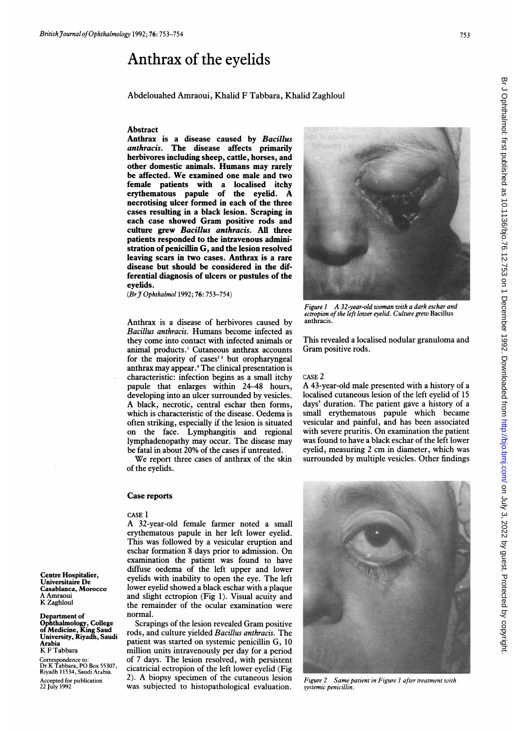# Anthrax of the eyelids

Abdelouahed Amraoui, Khalid F Tabbara, Khalid Zaghloul

## Abstract

**Anthrax is a disease caused by *Bacillus anthracis*. The disease affects primarily herbivores including sheep, cattle, horses, and other domestic animals. Humans may rarely be affected. We examined one male and two female patients with a localised itchy erythematous papule of the eyelid. A necrotising ulcer formed in each of the three cases resulting in a black lesion. Scraping in each case showed Gram positive rods and culture grew *Bacillus anthracis*. All three patients responded to the intravenous administration of penicillin G, and the lesion resolved leaving scars in two cases. Anthrax is a rare disease but should be considered in the differential diagnosis of ulcers or pustules of the eyelids.**

(*Br J Ophthalmol* 1992; **76**: 753–754)

Anthrax is a disease of herbivores caused by *Bacillus anthracis*. Humans become infected as they come into contact with infected animals or animal products.[1] Cutaneous anthrax accounts for the majority of cases[2,3] but oropharyngeal anthrax may appear.[4] The clinical presentation is characteristic: infection begins as a small itchy papule that enlarges within 24–48 hours, developing into an ulcer surrounded by vesicles. A black, necrotic, central eschar then forms, which is characteristic of the disease. Oedema is often striking, especially if the lesion is situated on the face. Lymphangitis and regional lymphadenopathy may occur. The disease may be fatal in about 20% of the cases if untreated.

We report three cases of anthrax of the skin of the eyelids.

## Case reports

### CASE 1

A 32-year-old female farmer noted a small erythematous papule in her left lower eyelid. This was followed by a vesicular eruption and eschar formation 8 days prior to admission. On examination the patient was found to have diffuse oedema of the left upper and lower eyelids with inability to open the eye. The left lower eyelid showed a black eschar with a plaque and slight ectropion (Fig 1). Visual acuity and the remainder of the ocular examination were normal.

Scrapings of the lesion revealed Gram positive rods, and culture yielded *Bacillus anthracis*. The patient was started on systemic penicillin G, 10 million units intravenously per day for a period of 7 days. The lesion resolved, with persistent cicatricial ectropion of the left lower eyelid (Fig 2). A biopsy specimen of the cutaneous lesion was subjected to histopathological evaluation. This revealed a localised nodular granuloma and Gram positive rods.

*Figure 1 A 32-year-old woman with a dark eschar and ectropion of the left lower eyelid. Culture grew* Bacillus anthracis.

*Figure 2 Same patient in Figure 1 after treatment with systemic penicillin.*

### CASE 2

A 43-year-old male presented with a history of a localised cutaneous lesion of the left eyelid of 15 days' duration. The patient gave a history of a small erythematous papule which became vesicular and painful, and has been associated with severe pruritis. On examination the patient was found to have a black eschar of the left lower eyelid, measuring 2 cm in diameter, which was surrounded by multiple vesicles. Other findings

Centre Hospitalier, Universitaire De Casablanca, Morocco
A Amraoui
K Zaghloul

Department of Ophthalmology, College of Medicine, King Saud University, Riyadh, Saudi Arabia
K F Tabbara

Correspondence to: Dr K Tabbara, PO Box 55307, Riyadh 11534, Saudi Arabia.

Accepted for publication 22 July 1992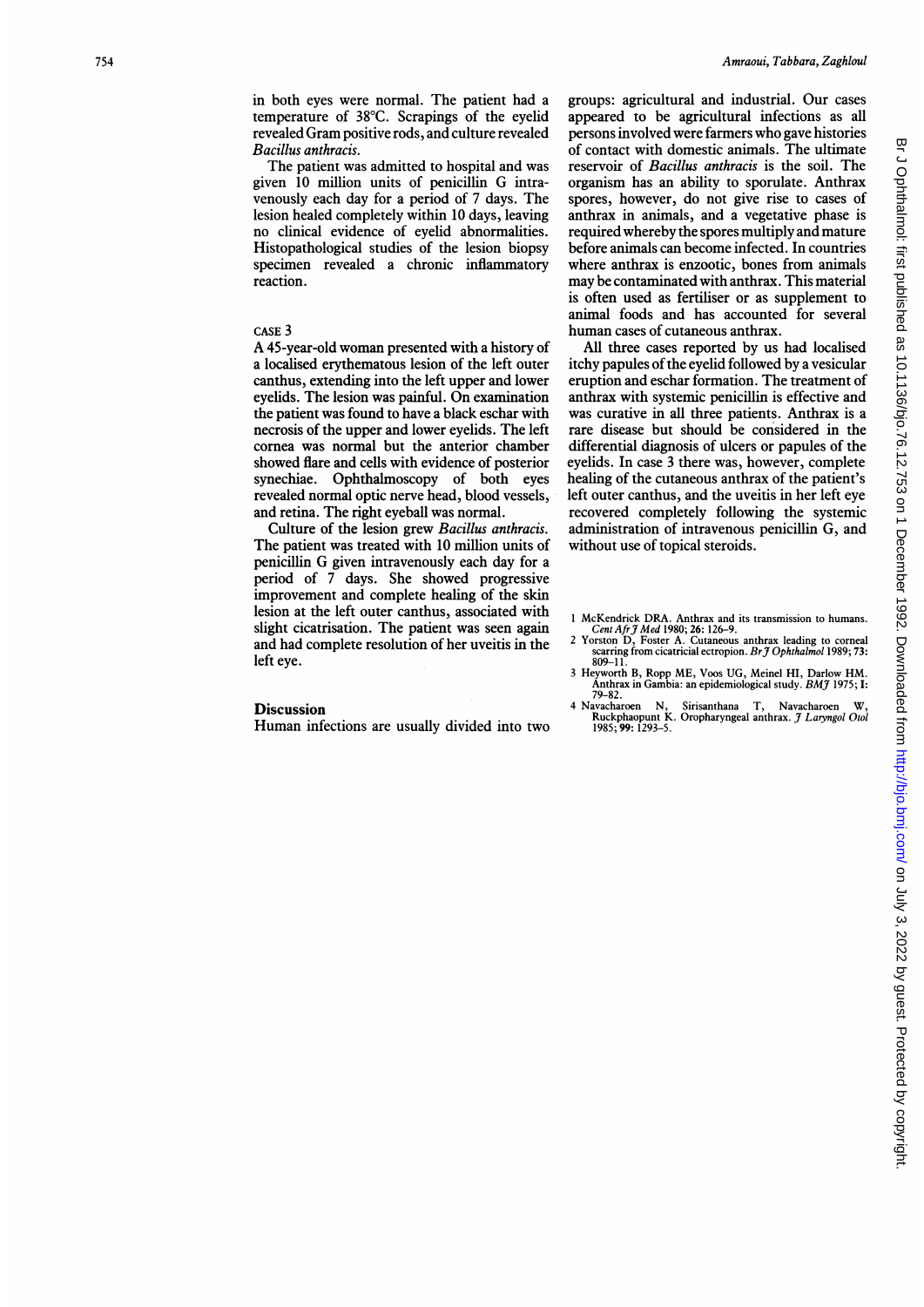in both eyes were normal. The patient had a temperature of 38°C. Scrapings of the eyelid revealed Gram positive rods, and culture revealed *Bacillus anthracis*.

The patient was admitted to hospital and was given 10 million units of penicillin G intravenously each day for a period of 7 days. The lesion healed completely within 10 days, leaving no clinical evidence of eyelid abnormalities. Histopathological studies of the lesion biopsy specimen revealed a chronic inflammatory reaction.

### CASE 3

A 45-year-old woman presented with a history of a localised erythematous lesion of the left outer canthus, extending into the left upper and lower eyelids. The lesion was painful. On examination the patient was found to have a black eschar with necrosis of the upper and lower eyelids. The left cornea was normal but the anterior chamber showed flare and cells with evidence of posterior synechiae. Ophthalmoscopy of both eyes revealed normal optic nerve head, blood vessels, and retina. The right eyeball was normal.

Culture of the lesion grew *Bacillus anthracis*. The patient was treated with 10 million units of penicillin G given intravenously each day for a period of 7 days. She showed progressive improvement and complete healing of the skin lesion at the left outer canthus, associated with slight cicatrisation. The patient was seen again and had complete resolution of her uveitis in the left eye.

## Discussion

Human infections are usually divided into two groups: agricultural and industrial. Our cases appeared to be agricultural infections as all persons involved were farmers who gave histories of contact with domestic animals. The ultimate reservoir of *Bacillus anthracis* is the soil. The organism has an ability to sporulate. Anthrax spores, however, do not give rise to cases of anthrax in animals, and a vegetative phase is required whereby the spores multiply and mature before animals can become infected. In countries where anthrax is enzootic, bones from animals may be contaminated with anthrax. This material is often used as fertiliser or as supplement to animal foods and has accounted for several human cases of cutaneous anthrax.

All three cases reported by us had localised itchy papules of the eyelid followed by a vesicular eruption and eschar formation. The treatment of anthrax with systemic penicillin is effective and was curative in all three patients. Anthrax is a rare disease but should be considered in the differential diagnosis of ulcers or papules of the eyelids. In case 3 there was, however, complete healing of the cutaneous anthrax of the patient's left outer canthus, and the uveitis in her left eye recovered completely following the systemic administration of intravenous penicillin G, and without use of topical steroids.

1. McKendrick DRA. Anthrax and its transmission to humans. *Cent Afr J Med* 1980; **26:** 126–9.
2. Yorston D, Foster A. Cutaneous anthrax leading to corneal scarring from cicatricial ectropion. *Br J Ophthalmol* 1989; **73:** 809–11.
3. Heyworth B, Ropp ME, Voos UG, Meinel HI, Darlow HM. Anthrax in Gambia: an epidemiological study. *BMJ* 1975; **I:** 79–82.
4. Navacharoen N, Sirisanthana T, Navacharoen W, Ruckphaopunt K. Oropharyngeal anthrax. *J Laryngol Otol* 1985; **99:** 1293–5.